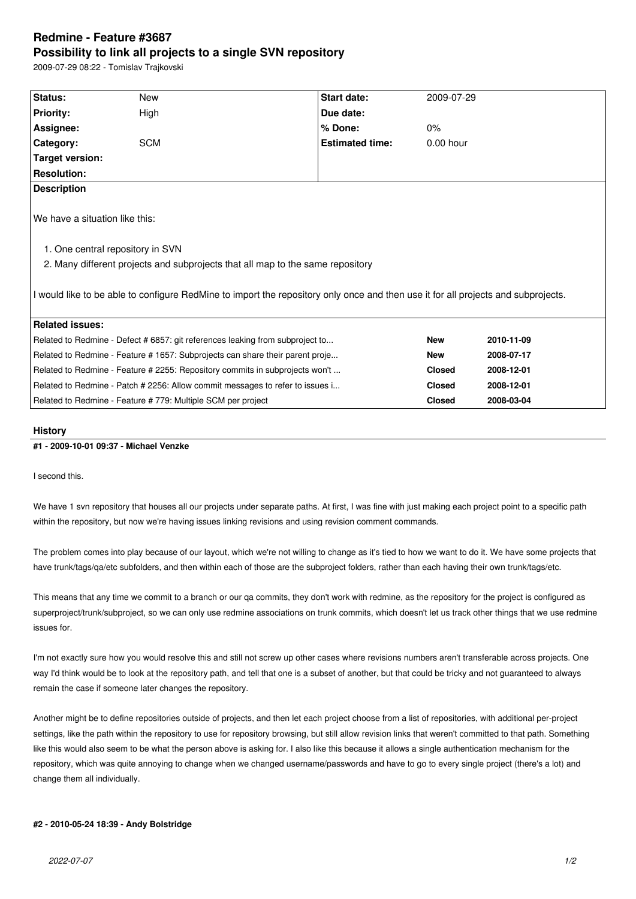# Redmine - Feature #3687

# Possibility to link all projects to a single SVN repository

2009-07-29 08:22 - Tomislav Trajkovski

| | | | |
|---|---|---|---|
| **Status:** | New | **Start date:** | 2009-07-29 |
| **Priority:** | High | **Due date:** | |
| **Assignee:** | | **% Done:** | 0% |
| **Category:** | SCM | **Estimated time:** | 0.00 hour |
| **Target version:** | | | |
| **Resolution:** | | | |

**Description**

We have a situation like this:

1. One central repository in SVN
2. Many different projects and subprojects that all map to the same repository

I would like to be able to configure RedMine to import the repository only once and then use it for all projects and subprojects.

**Related issues:**

| | | |
|---|---|---|
| Related to Redmine - Defect # 6857: git references leaking from subproject to... | **New** | **2010-11-09** |
| Related to Redmine - Feature # 1657: Subprojects can share their parent proje... | **New** | **2008-07-17** |
| Related to Redmine - Feature # 2255: Repository commits in subprojects won't ... | **Closed** | **2008-12-01** |
| Related to Redmine - Patch # 2256: Allow commit messages to refer to issues i... | **Closed** | **2008-12-01** |
| Related to Redmine - Feature # 779: Multiple SCM per project | **Closed** | **2008-03-04** |

## History

### #1 - 2009-10-01 09:37 - Michael Venzke

I second this.

We have 1 svn repository that houses all our projects under separate paths. At first, I was fine with just making each project point to a specific path within the repository, but now we're having issues linking revisions and using revision comment commands.

The problem comes into play because of our layout, which we're not willing to change as it's tied to how we want to do it. We have some projects that have trunk/tags/qa/etc subfolders, and then within each of those are the subproject folders, rather than each having their own trunk/tags/etc.

This means that any time we commit to a branch or our qa commits, they don't work with redmine, as the repository for the project is configured as superproject/trunk/subproject, so we can only use redmine associations on trunk commits, which doesn't let us track other things that we use redmine issues for.

I'm not exactly sure how you would resolve this and still not screw up other cases where revisions numbers aren't transferable across projects. One way I'd think would be to look at the repository path, and tell that one is a subset of another, but that could be tricky and not guaranteed to always remain the case if someone later changes the repository.

Another might be to define repositories outside of projects, and then let each project choose from a list of repositories, with additional per-project settings, like the path within the repository to use for repository browsing, but still allow revision links that weren't committed to that path. Something like this would also seem to be what the person above is asking for. I also like this because it allows a single authentication mechanism for the repository, which was quite annoying to change when we changed username/passwords and have to go to every single project (there's a lot) and change them all individually.

### #2 - 2010-05-24 18:39 - Andy Bolstridge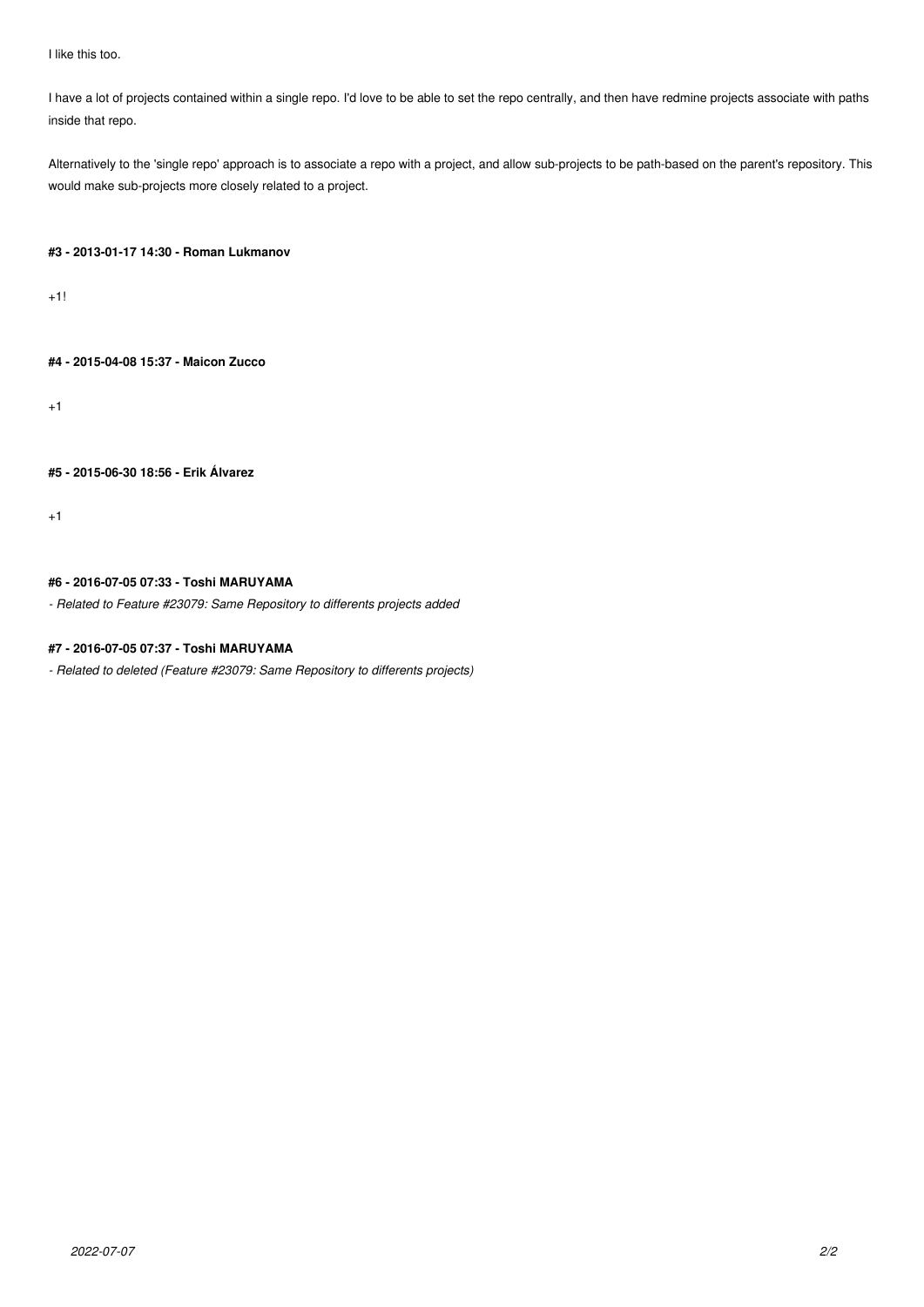I like this too.

I have a lot of projects contained within a single repo. I'd love to be able to set the repo centrally, and then have redmine projects associate with paths inside that repo.

Alternatively to the 'single repo' approach is to associate a repo with a project, and allow sub-projects to be path-based on the parent's repository. This would make sub-projects more closely related to a project.

#### #3 - 2013-01-17 14:30 - Roman Lukmanov

+1!

#### #4 - 2015-04-08 15:37 - Maicon Zucco

+1

#### #5 - 2015-06-30 18:56 - Erik Álvarez

+1

#### #6 - 2016-07-05 07:33 - Toshi MARUYAMA

*- Related to Feature #23079: Same Repository to differents projects added*

#### #7 - 2016-07-05 07:37 - Toshi MARUYAMA

*- Related to deleted (Feature #23079: Same Repository to differents projects)*